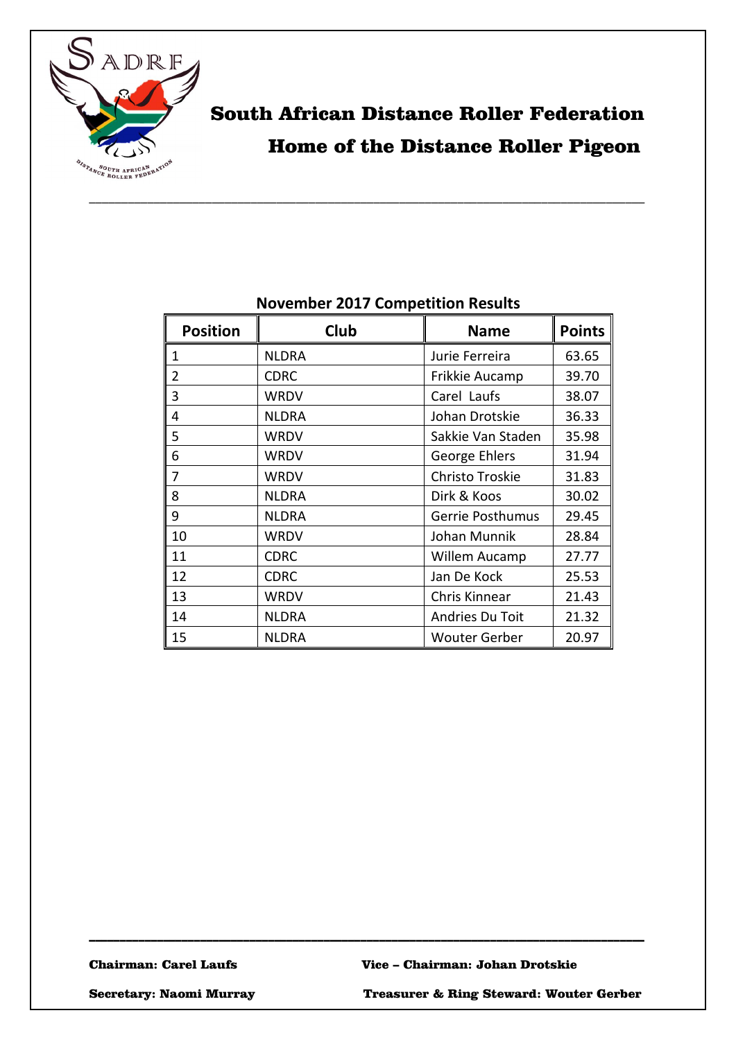# South African Distance Roller Federation

## Home of the Distance Roller Pigeon

---

### November 2017 Competition Results

| Position | Club | Name | Points |
|---|---|---|---|
| 1 | NLDRA | Jurie Ferreira | 63.65 |
| 2 | CDRC | Frikkie Aucamp | 39.70 |
| 3 | WRDV | Carel Laufs | 38.07 |
| 4 | NLDRA | Johan Drotskie | 36.33 |
| 5 | WRDV | Sakkie Van Staden | 35.98 |
| 6 | WRDV | George Ehlers | 31.94 |
| 7 | WRDV | Christo Troskie | 31.83 |
| 8 | NLDRA | Dirk & Koos | 30.02 |
| 9 | NLDRA | Gerrie Posthumus | 29.45 |
| 10 | WRDV | Johan Munnik | 28.84 |
| 11 | CDRC | Willem Aucamp | 27.77 |
| 12 | CDRC | Jan De Kock | 25.53 |
| 13 | WRDV | Chris Kinnear | 21.43 |
| 14 | NLDRA | Andries Du Toit | 21.32 |
| 15 | NLDRA | Wouter Gerber | 20.97 |

---

**Chairman: Carel Laufs** **Vice – Chairman: Johan Drotskie**

**Secretary: Naomi Murray** **Treasurer & Ring Steward: Wouter Gerber**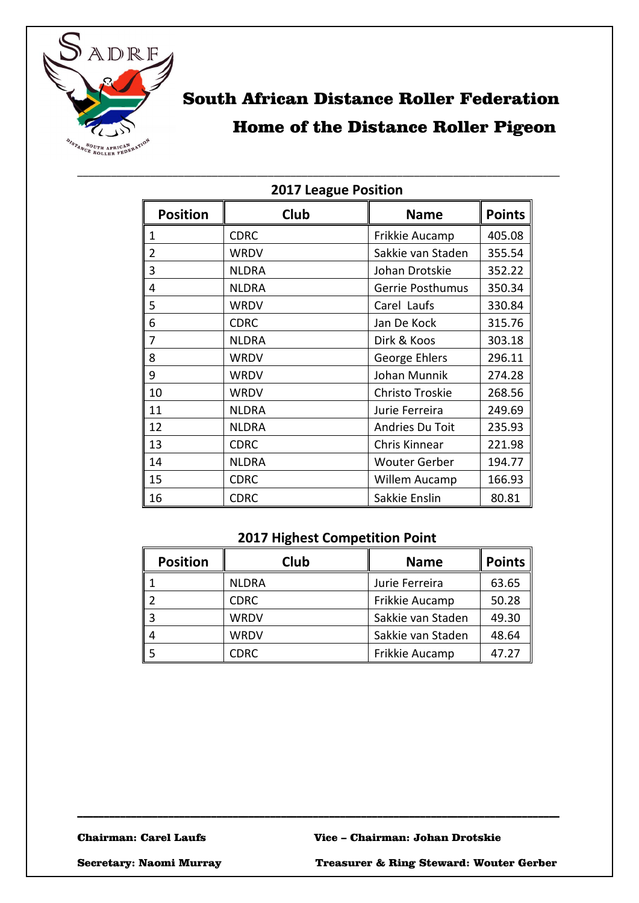# South African Distance Roller Federation

## Home of the Distance Roller Pigeon

### 2017 League Position

| Position | Club | Name | Points |
|---|---|---|---|
| 1 | CDRC | Frikkie Aucamp | 405.08 |
| 2 | WRDV | Sakkie van Staden | 355.54 |
| 3 | NLDRA | Johan Drotskie | 352.22 |
| 4 | NLDRA | Gerrie Posthumus | 350.34 |
| 5 | WRDV | Carel Laufs | 330.84 |
| 6 | CDRC | Jan De Kock | 315.76 |
| 7 | NLDRA | Dirk & Koos | 303.18 |
| 8 | WRDV | George Ehlers | 296.11 |
| 9 | WRDV | Johan Munnik | 274.28 |
| 10 | WRDV | Christo Troskie | 268.56 |
| 11 | NLDRA | Jurie Ferreira | 249.69 |
| 12 | NLDRA | Andries Du Toit | 235.93 |
| 13 | CDRC | Chris Kinnear | 221.98 |
| 14 | NLDRA | Wouter Gerber | 194.77 |
| 15 | CDRC | Willem Aucamp | 166.93 |
| 16 | CDRC | Sakkie Enslin | 80.81 |

### 2017 Highest Competition Point

| Position | Club | Name | Points |
|---|---|---|---|
| 1 | NLDRA | Jurie Ferreira | 63.65 |
| 2 | CDRC | Frikkie Aucamp | 50.28 |
| 3 | WRDV | Sakkie van Staden | 49.30 |
| 4 | WRDV | Sakkie van Staden | 48.64 |
| 5 | CDRC | Frikkie Aucamp | 47.27 |

**Chairman: Carel Laufs** **Vice – Chairman: Johan Drotskie**

**Secretary: Naomi Murray** **Treasurer & Ring Steward: Wouter Gerber**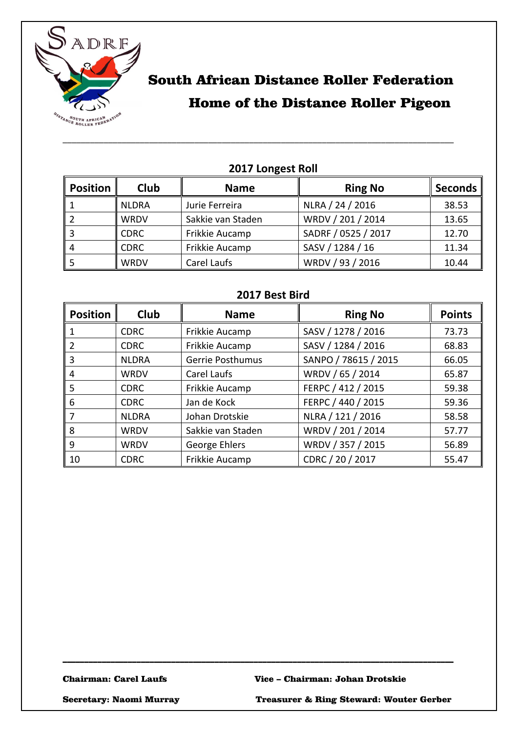# South African Distance Roller Federation

## Home of the Distance Roller Pigeon

---

### 2017 Longest Roll

| Position | Club | Name | Ring No | Seconds |
|---|---|---|---|---|
| 1 | NLDRA | Jurie Ferreira | NLRA / 24 / 2016 | 38.53 |
| 2 | WRDV | Sakkie van Staden | WRDV / 201 / 2014 | 13.65 |
| 3 | CDRC | Frikkie Aucamp | SADRF / 0525 / 2017 | 12.70 |
| 4 | CDRC | Frikkie Aucamp | SASV / 1284 / 16 | 11.34 |
| 5 | WRDV | Carel Laufs | WRDV / 93 / 2016 | 10.44 |

### 2017 Best Bird

| Position | Club | Name | Ring No | Points |
|---|---|---|---|---|
| 1 | CDRC | Frikkie Aucamp | SASV / 1278 / 2016 | 73.73 |
| 2 | CDRC | Frikkie Aucamp | SASV / 1284 / 2016 | 68.83 |
| 3 | NLDRA | Gerrie Posthumus | SANPO / 78615 / 2015 | 66.05 |
| 4 | WRDV | Carel Laufs | WRDV / 65 / 2014 | 65.87 |
| 5 | CDRC | Frikkie Aucamp | FERPC / 412 / 2015 | 59.38 |
| 6 | CDRC | Jan de Kock | FERPC / 440 / 2015 | 59.36 |
| 7 | NLDRA | Johan Drotskie | NLRA / 121 / 2016 | 58.58 |
| 8 | WRDV | Sakkie van Staden | WRDV / 201 / 2014 | 57.77 |
| 9 | WRDV | George Ehlers | WRDV / 357 / 2015 | 56.89 |
| 10 | CDRC | Frikkie Aucamp | CDRC / 20 / 2017 | 55.47 |

---

**Chairman: Carel Laufs** **Vice – Chairman: Johan Drotskie**

**Secretary: Naomi Murray** **Treasurer & Ring Steward: Wouter Gerber**